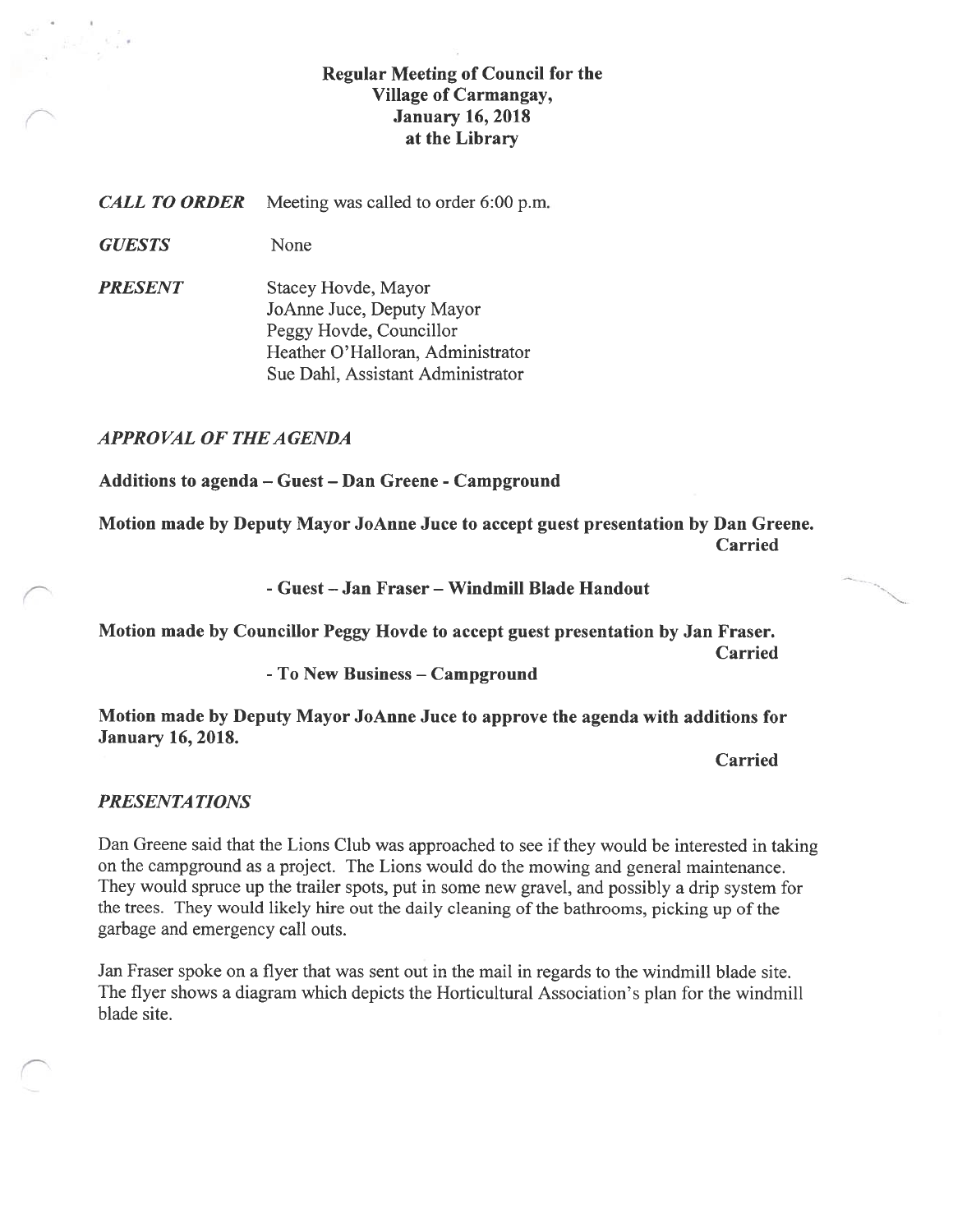# Regular Meeting of Council for the Village of Carmangay, January 16, 2018 at the Library

***CALL TO ORDER*** Meeting was called to order 6:00 p.m.

***GUESTS*** None

***PRESENT***
Stacey Hovde, Mayor
JoAnne Juce, Deputy Mayor
Peggy Hovde, Councillor
Heather O'Halloran, Administrator
Sue Dahl, Assistant Administrator

***APPROVAL OF THE AGENDA***

**Additions to agenda – Guest – Dan Greene - Campground**

**Motion made by Deputy Mayor JoAnne Juce to accept guest presentation by Dan Greene.**
**Carried**

**- Guest – Jan Fraser – Windmill Blade Handout**

**Motion made by Councillor Peggy Hovde to accept guest presentation by Jan Fraser.**
**Carried**

**- To New Business – Campground**

**Motion made by Deputy Mayor JoAnne Juce to approve the agenda with additions for January 16, 2018.**

**Carried**

***PRESENTATIONS***

Dan Greene said that the Lions Club was approached to see if they would be interested in taking on the campground as a project. The Lions would do the mowing and general maintenance. They would spruce up the trailer spots, put in some new gravel, and possibly a drip system for the trees. They would likely hire out the daily cleaning of the bathrooms, picking up of the garbage and emergency call outs.

Jan Fraser spoke on a flyer that was sent out in the mail in regards to the windmill blade site. The flyer shows a diagram which depicts the Horticultural Association's plan for the windmill blade site.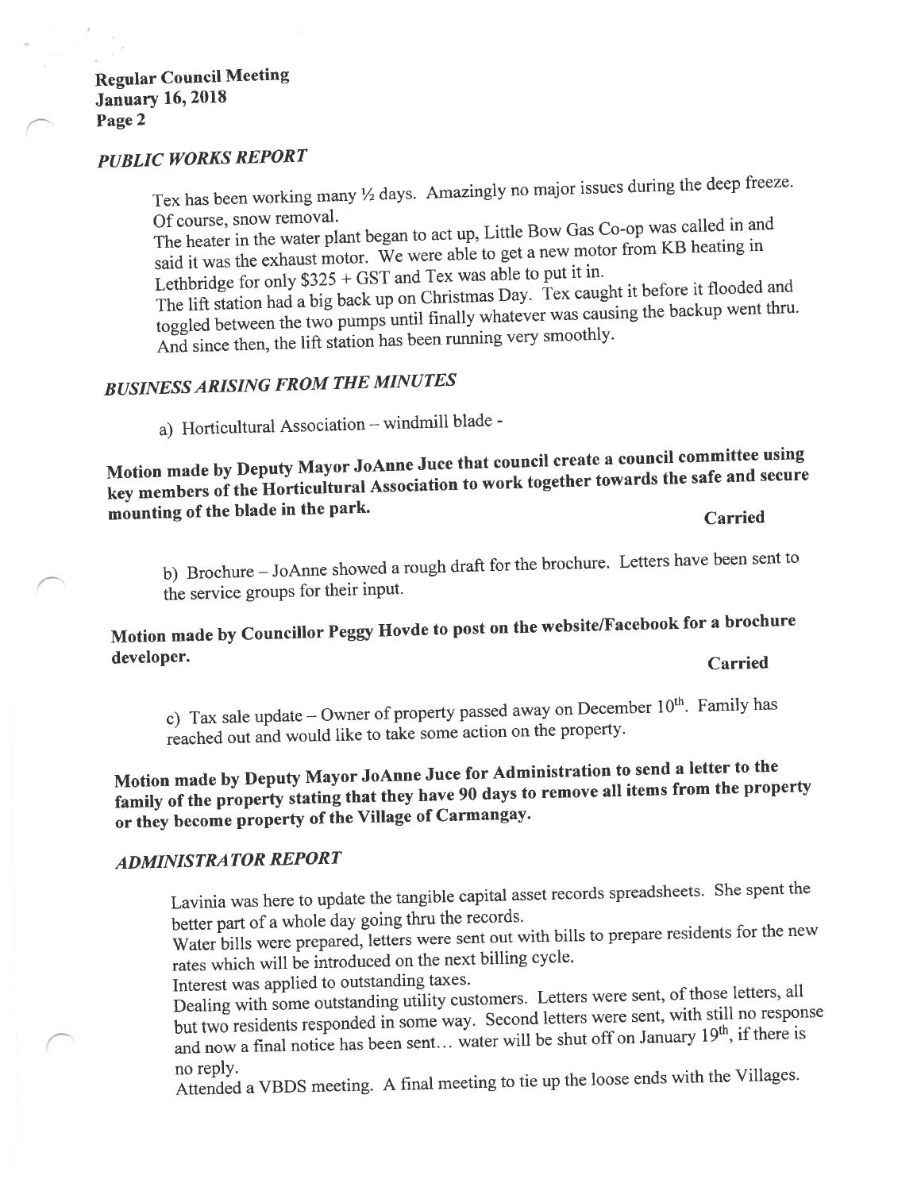## *PUBLIC WORKS REPORT*

Tex has been working many ½ days. Amazingly no major issues during the deep freeze. Of course, snow removal.

The heater in the water plant began to act up, Little Bow Gas Co-op was called in and said it was the exhaust motor. We were able to get a new motor from KB heating in Lethbridge for only $325 + GST and Tex was able to put it in.

The lift station had a big back up on Christmas Day. Tex caught it before it flooded and toggled between the two pumps until finally whatever was causing the backup went thru. And since then, the lift station has been running very smoothly.

## *BUSINESS ARISING FROM THE MINUTES*

a) Horticultural Association – windmill blade -

**Motion made by Deputy Mayor JoAnne Juce that council create a council committee using key members of the Horticultural Association to work together towards the safe and secure mounting of the blade in the park.** **Carried**

b) Brochure – JoAnne showed a rough draft for the brochure. Letters have been sent to the service groups for their input.

**Motion made by Councillor Peggy Hovde to post on the website/Facebook for a brochure developer.** **Carried**

c) Tax sale update – Owner of property passed away on December 10th. Family has reached out and would like to take some action on the property.

**Motion made by Deputy Mayor JoAnne Juce for Administration to send a letter to the family of the property stating that they have 90 days to remove all items from the property or they become property of the Village of Carmangay.**

## *ADMINISTRATOR REPORT*

Lavinia was here to update the tangible capital asset records spreadsheets. She spent the better part of a whole day going thru the records.

Water bills were prepared, letters were sent out with bills to prepare residents for the new rates which will be introduced on the next billing cycle.

Interest was applied to outstanding taxes.

Dealing with some outstanding utility customers. Letters were sent, of those letters, all but two residents responded in some way. Second letters were sent, with still no response and now a final notice has been sent… water will be shut off on January 19th, if there is no reply.

Attended a VBDS meeting. A final meeting to tie up the loose ends with the Villages.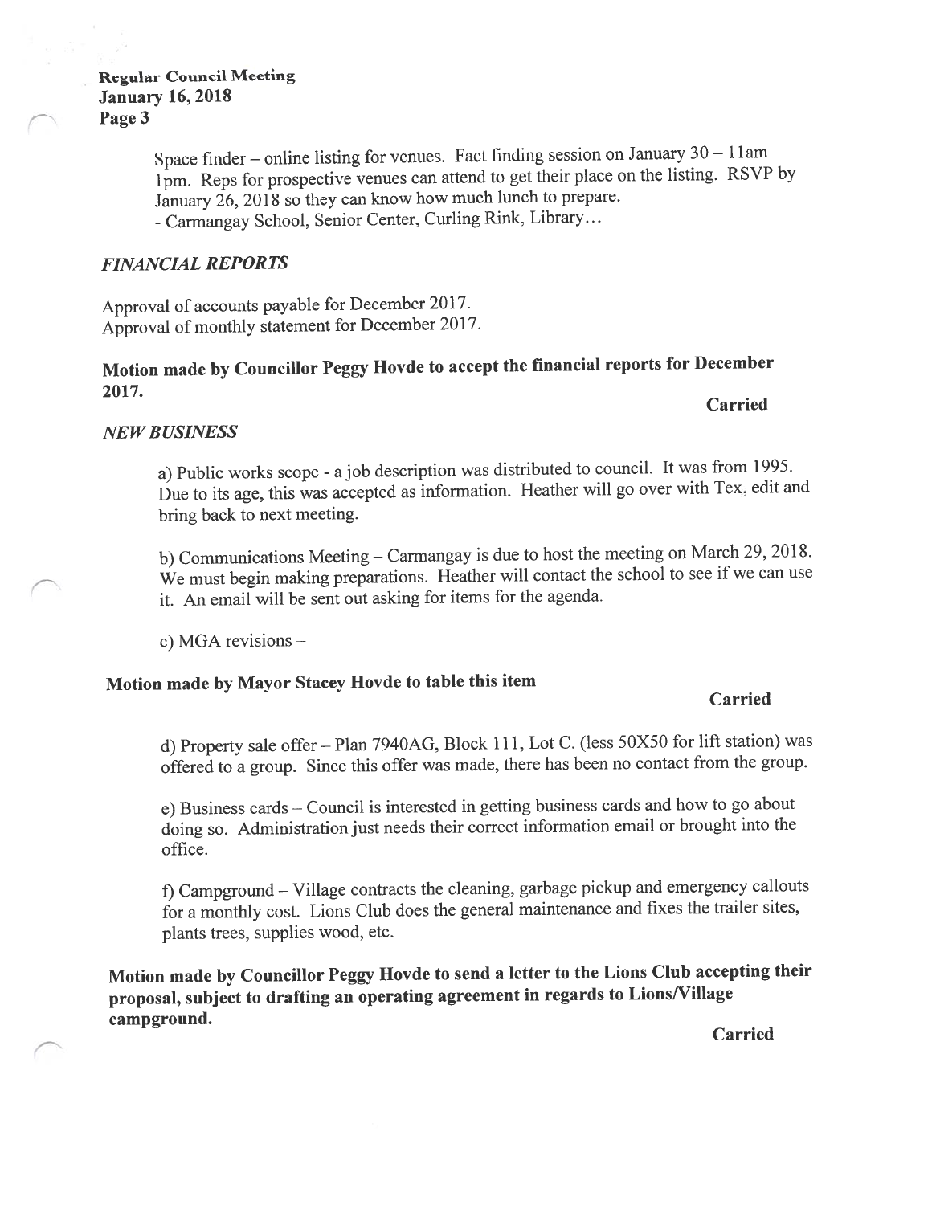Space finder – online listing for venues. Fact finding session on January 30 – 11am – 1pm. Reps for prospective venues can attend to get their place on the listing. RSVP by January 26, 2018 so they can know how much lunch to prepare.
- Carmangay School, Senior Center, Curling Rink, Library…

## *FINANCIAL REPORTS*

Approval of accounts payable for December 2017.
Approval of monthly statement for December 2017.

**Motion made by Councillor Peggy Hovde to accept the financial reports for December 2017.**

**Carried**

## *NEW BUSINESS*

a) Public works scope - a job description was distributed to council. It was from 1995. Due to its age, this was accepted as information. Heather will go over with Tex, edit and bring back to next meeting.

b) Communications Meeting – Carmangay is due to host the meeting on March 29, 2018. We must begin making preparations. Heather will contact the school to see if we can use it. An email will be sent out asking for items for the agenda.

c) MGA revisions –

**Motion made by Mayor Stacey Hovde to table this item**

**Carried**

d) Property sale offer – Plan 7940AG, Block 111, Lot C. (less 50X50 for lift station) was offered to a group. Since this offer was made, there has been no contact from the group.

e) Business cards – Council is interested in getting business cards and how to go about doing so. Administration just needs their correct information email or brought into the office.

f) Campground – Village contracts the cleaning, garbage pickup and emergency callouts for a monthly cost. Lions Club does the general maintenance and fixes the trailer sites, plants trees, supplies wood, etc.

**Motion made by Councillor Peggy Hovde to send a letter to the Lions Club accepting their proposal, subject to drafting an operating agreement in regards to Lions/Village campground.**

**Carried**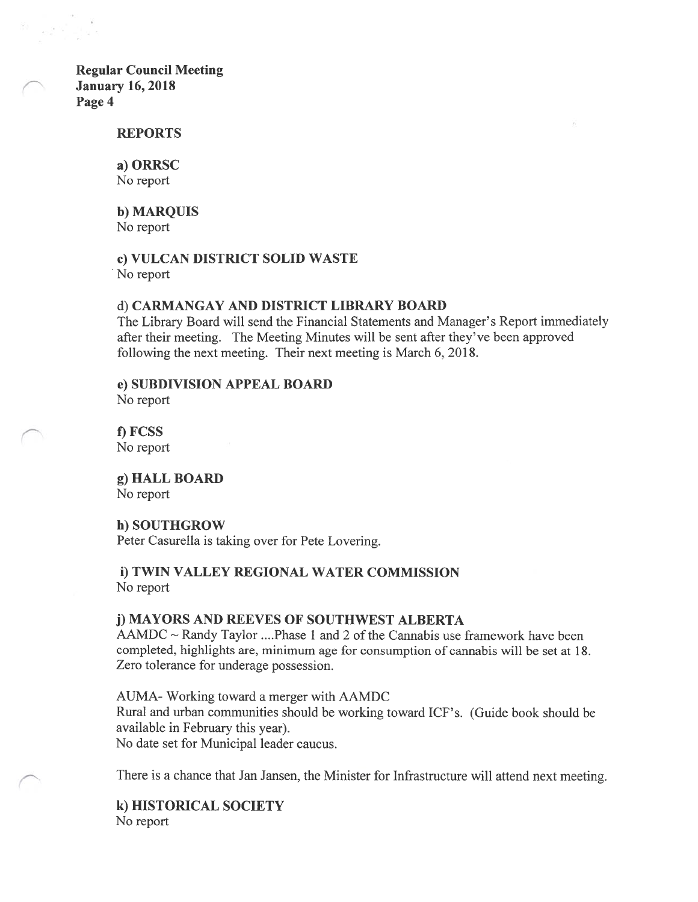## REPORTS

### a) ORRSC
No report

### b) MARQUIS
No report

### c) VULCAN DISTRICT SOLID WASTE
No report

### d) CARMANGAY AND DISTRICT LIBRARY BOARD
The Library Board will send the Financial Statements and Manager's Report immediately after their meeting. The Meeting Minutes will be sent after they've been approved following the next meeting. Their next meeting is March 6, 2018.

### e) SUBDIVISION APPEAL BOARD
No report

### f) FCSS
No report

### g) HALL BOARD
No report

### h) SOUTHGROW
Peter Casurella is taking over for Pete Lovering.

### i) TWIN VALLEY REGIONAL WATER COMMISSION
No report

### j) MAYORS AND REEVES OF SOUTHWEST ALBERTA
AAMDC ~ Randy Taylor ....Phase 1 and 2 of the Cannabis use framework have been completed, highlights are, minimum age for consumption of cannabis will be set at 18. Zero tolerance for underage possession.

AUMA- Working toward a merger with AAMDC
Rural and urban communities should be working toward ICF's. (Guide book should be available in February this year).
No date set for Municipal leader caucus.

There is a chance that Jan Jansen, the Minister for Infrastructure will attend next meeting.

### k) HISTORICAL SOCIETY
No report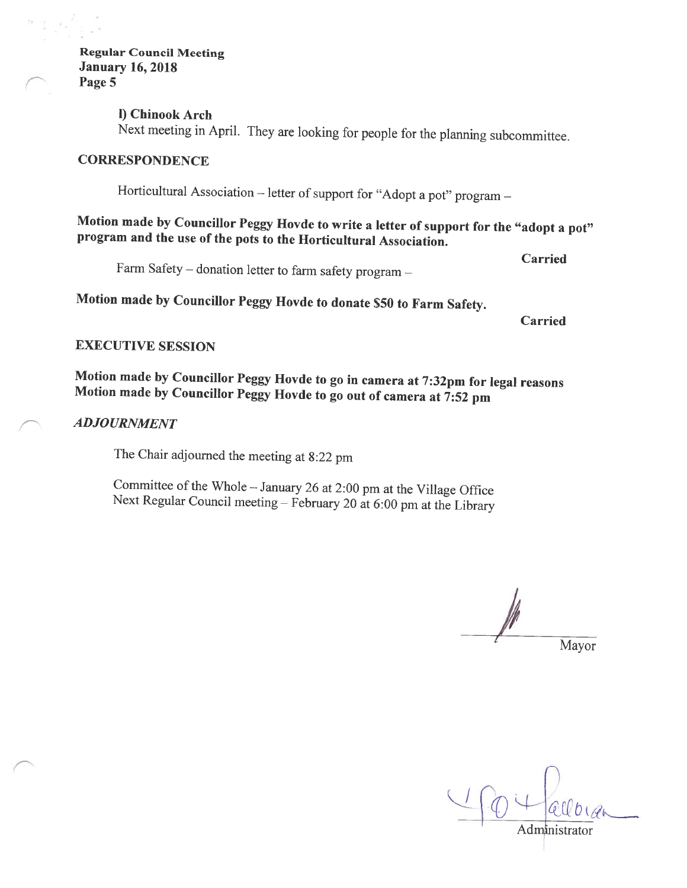**l) Chinook Arch**

Next meeting in April. They are looking for people for the planning subcommittee.

**CORRESPONDENCE**

Horticultural Association – letter of support for "Adopt a pot" program –

**Motion made by Councillor Peggy Hovde to write a letter of support for the "adopt a pot" program and the use of the pots to the Horticultural Association.**

**Carried**

Farm Safety – donation letter to farm safety program –

**Motion made by Councillor Peggy Hovde to donate $50 to Farm Safety.**

**Carried**

**EXECUTIVE SESSION**

**Motion made by Councillor Peggy Hovde to go in camera at 7:32pm for legal reasons**
**Motion made by Councillor Peggy Hovde to go out of camera at 7:52 pm**

***ADJOURNMENT***

The Chair adjourned the meeting at 8:22 pm

Committee of the Whole – January 26 at 2:00 pm at the Village Office
Next Regular Council meeting – February 20 at 6:00 pm at the Library

Mayor

Administrator